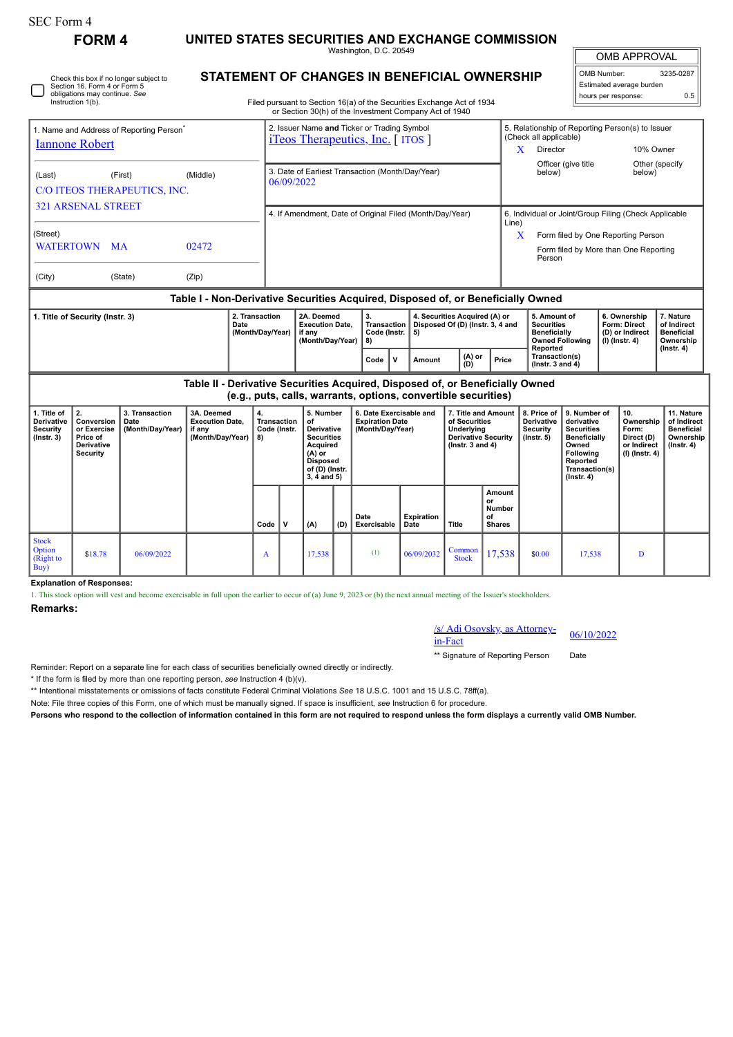SEC Form 4

# FORM 4

## UNITED STATES SECURITIES AND EXCHANGE COMMISSION

Washington, D.C. 20549

## STATEMENT OF CHANGES IN BENEFICIAL OWNERSHIP

Filed pursuant to Section 16(a) of the Securities Exchange Act of 1934
or Section 30(h) of the Investment Company Act of 1940

| OMB APPROVAL | |
|---|---|
| OMB Number: | 3235-0287 |
| Estimated average burden | |
| hours per response: | 0.5 |

☐ Check this box if no longer subject to Section 16. Form 4 or Form 5 obligations may continue. *See* Instruction 1(b).

**1. Name and Address of Reporting Person***

Iannone Robert

(Last) (First) (Middle)

C/O ITEOS THERAPEUTICS, INC.
321 ARSENAL STREET

(Street)

WATERTOWN MA 02472

(City) (State) (Zip)

**2. Issuer Name and Ticker or Trading Symbol**

iTeos Therapeutics, Inc. [ ITOS ]

**3. Date of Earliest Transaction (Month/Day/Year)**

06/09/2022

**4. If Amendment, Date of Original Filed (Month/Day/Year)**

**5. Relationship of Reporting Person(s) to Issuer (Check all applicable)**

X Director

10% Owner

Officer (give title below)

Other (specify below)

**6. Individual or Joint/Group Filing (Check Applicable Line)**

X Form filed by One Reporting Person

Form filed by More than One Reporting Person

### Table I - Non-Derivative Securities Acquired, Disposed of, or Beneficially Owned

| 1. Title of Security (Instr. 3) | 2. Transaction Date (Month/Day/Year) | 2A. Deemed Execution Date, if any (Month/Day/Year) | 3. Transaction Code (Instr. 8) | | 4. Securities Acquired (A) or Disposed Of (D) (Instr. 3, 4 and 5) | | | 5. Amount of Securities Beneficially Owned Following Reported Transaction(s) (Instr. 3 and 4) | 6. Ownership Form: Direct (D) or Indirect (I) (Instr. 4) | 7. Nature of Indirect Beneficial Ownership (Instr. 4) |
|---|---|---|---|---|---|---|---|---|---|---|
| | | | Code | V | Amount | (A) or (D) | Price | | | |

### Table II - Derivative Securities Acquired, Disposed of, or Beneficially Owned (e.g., puts, calls, warrants, options, convertible securities)

| 1. Title of Derivative Security (Instr. 3) | 2. Conversion or Exercise Price of Derivative Security | 3. Transaction Date (Month/Day/Year) | 3A. Deemed Execution Date, if any (Month/Day/Year) | 4. Transaction Code (Instr. 8) | | 5. Number of Derivative Securities Acquired (A) or Disposed of (D) (Instr. 3, 4 and 5) | | 6. Date Exercisable and Expiration Date (Month/Day/Year) | | 7. Title and Amount of Securities Underlying Derivative Security (Instr. 3 and 4) | | 8. Price of Derivative Security (Instr. 5) | 9. Number of derivative Securities Beneficially Owned Following Reported Transaction(s) (Instr. 4) | 10. Ownership Form: Direct (D) or Indirect (I) (Instr. 4) | 11. Nature of Indirect Beneficial Ownership (Instr. 4) |
|---|---|---|---|---|---|---|---|---|---|---|---|---|---|---|---|
| | | | | Code | V | (A) | (D) | Date Exercisable | Expiration Date | Title | Amount or Number of Shares | | | | |
| Stock Option (Right to Buy) | $18.78 | 06/09/2022 | | A | | 17,538 | | (1) | 06/09/2032 | Common Stock | 17,538 | $0.00 | 17,538 | D | |

**Explanation of Responses:**

1. This stock option will vest and become exercisable in full upon the earlier to occur of (a) June 9, 2023 or (b) the next annual meeting of the Issuer's stockholders.

**Remarks:**

/s/ Adi Osovsky, as Attorney-in-Fact 06/10/2022

** Signature of Reporting Person Date

Reminder: Report on a separate line for each class of securities beneficially owned directly or indirectly.

* If the form is filed by more than one reporting person, *see* Instruction 4 (b)(v).

** Intentional misstatements or omissions of facts constitute Federal Criminal Violations *See* 18 U.S.C. 1001 and 15 U.S.C. 78ff(a).

Note: File three copies of this Form, one of which must be manually signed. If space is insufficient, *see* Instruction 6 for procedure.

**Persons who respond to the collection of information contained in this form are not required to respond unless the form displays a currently valid OMB Number.**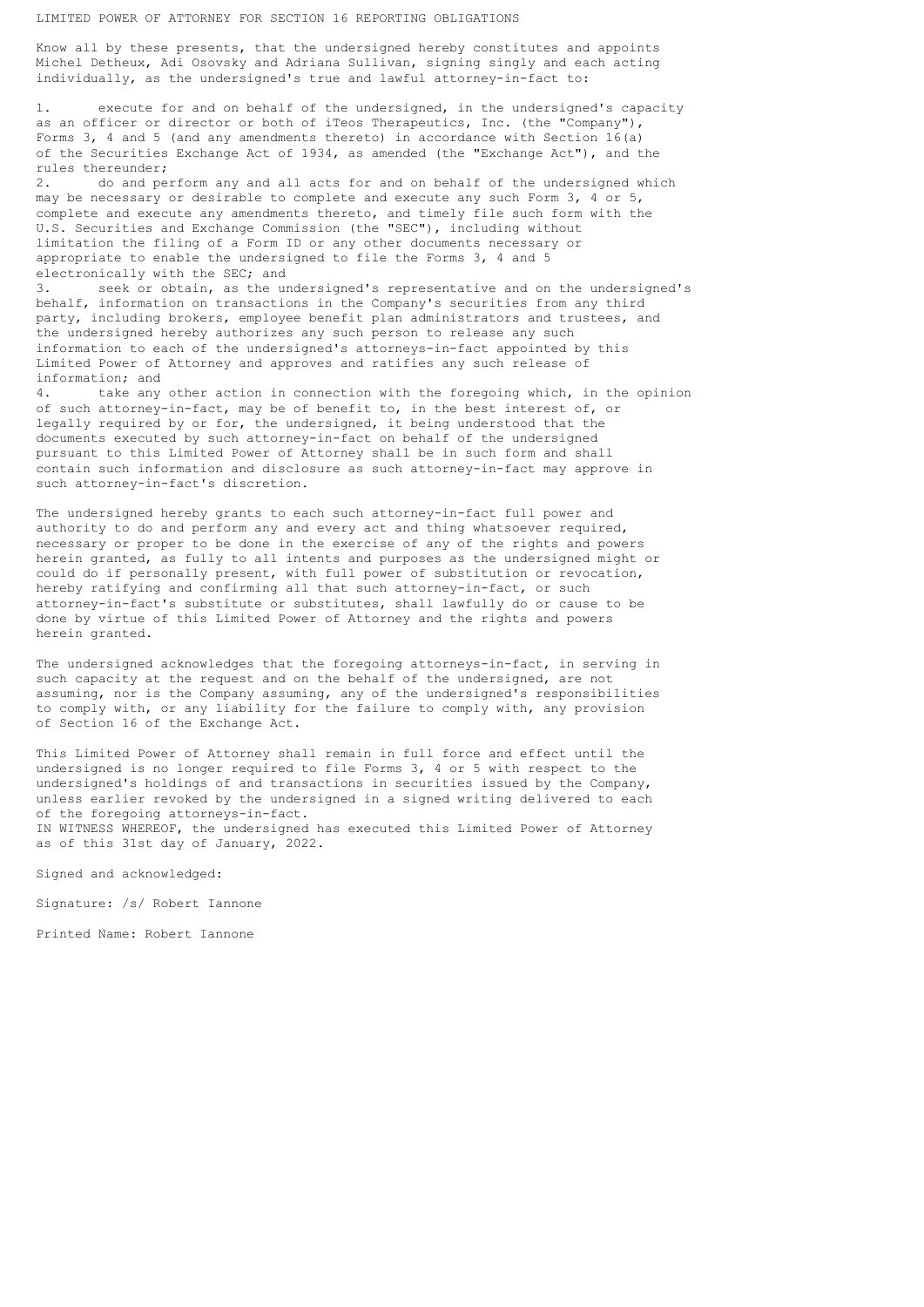# LIMITED POWER OF ATTORNEY FOR SECTION 16 REPORTING OBLIGATIONS

Know all by these presents, that the undersigned hereby constitutes and appoints Michel Detheux, Adi Osovsky and Adriana Sullivan, signing singly and each acting individually, as the undersigned's true and lawful attorney-in-fact to:

1. execute for and on behalf of the undersigned, in the undersigned's capacity as an officer or director or both of iTeos Therapeutics, Inc. (the "Company"), Forms 3, 4 and 5 (and any amendments thereto) in accordance with Section 16(a) of the Securities Exchange Act of 1934, as amended (the "Exchange Act"), and the rules thereunder;
2. do and perform any and all acts for and on behalf of the undersigned which may be necessary or desirable to complete and execute any such Form 3, 4 or 5, complete and execute any amendments thereto, and timely file such form with the U.S. Securities and Exchange Commission (the "SEC"), including without limitation the filing of a Form ID or any other documents necessary or appropriate to enable the undersigned to file the Forms 3, 4 and 5 electronically with the SEC; and
3. seek or obtain, as the undersigned's representative and on the undersigned's behalf, information on transactions in the Company's securities from any third party, including brokers, employee benefit plan administrators and trustees, and the undersigned hereby authorizes any such person to release any such information to each of the undersigned's attorneys-in-fact appointed by this Limited Power of Attorney and approves and ratifies any such release of information; and
4. take any other action in connection with the foregoing which, in the opinion of such attorney-in-fact, may be of benefit to, in the best interest of, or legally required by or for, the undersigned, it being understood that the documents executed by such attorney-in-fact on behalf of the undersigned pursuant to this Limited Power of Attorney shall be in such form and shall contain such information and disclosure as such attorney-in-fact may approve in such attorney-in-fact's discretion.

The undersigned hereby grants to each such attorney-in-fact full power and authority to do and perform any and every act and thing whatsoever required, necessary or proper to be done in the exercise of any of the rights and powers herein granted, as fully to all intents and purposes as the undersigned might or could do if personally present, with full power of substitution or revocation, hereby ratifying and confirming all that such attorney-in-fact, or such attorney-in-fact's substitute or substitutes, shall lawfully do or cause to be done by virtue of this Limited Power of Attorney and the rights and powers herein granted.

The undersigned acknowledges that the foregoing attorneys-in-fact, in serving in such capacity at the request and on the behalf of the undersigned, are not assuming, nor is the Company assuming, any of the undersigned's responsibilities to comply with, or any liability for the failure to comply with, any provision of Section 16 of the Exchange Act.

This Limited Power of Attorney shall remain in full force and effect until the undersigned is no longer required to file Forms 3, 4 or 5 with respect to the undersigned's holdings of and transactions in securities issued by the Company, unless earlier revoked by the undersigned in a signed writing delivered to each of the foregoing attorneys-in-fact.
IN WITNESS WHEREOF, the undersigned has executed this Limited Power of Attorney as of this 31st day of January, 2022.

Signed and acknowledged:

Signature: /s/ Robert Iannone

Printed Name: Robert Iannone